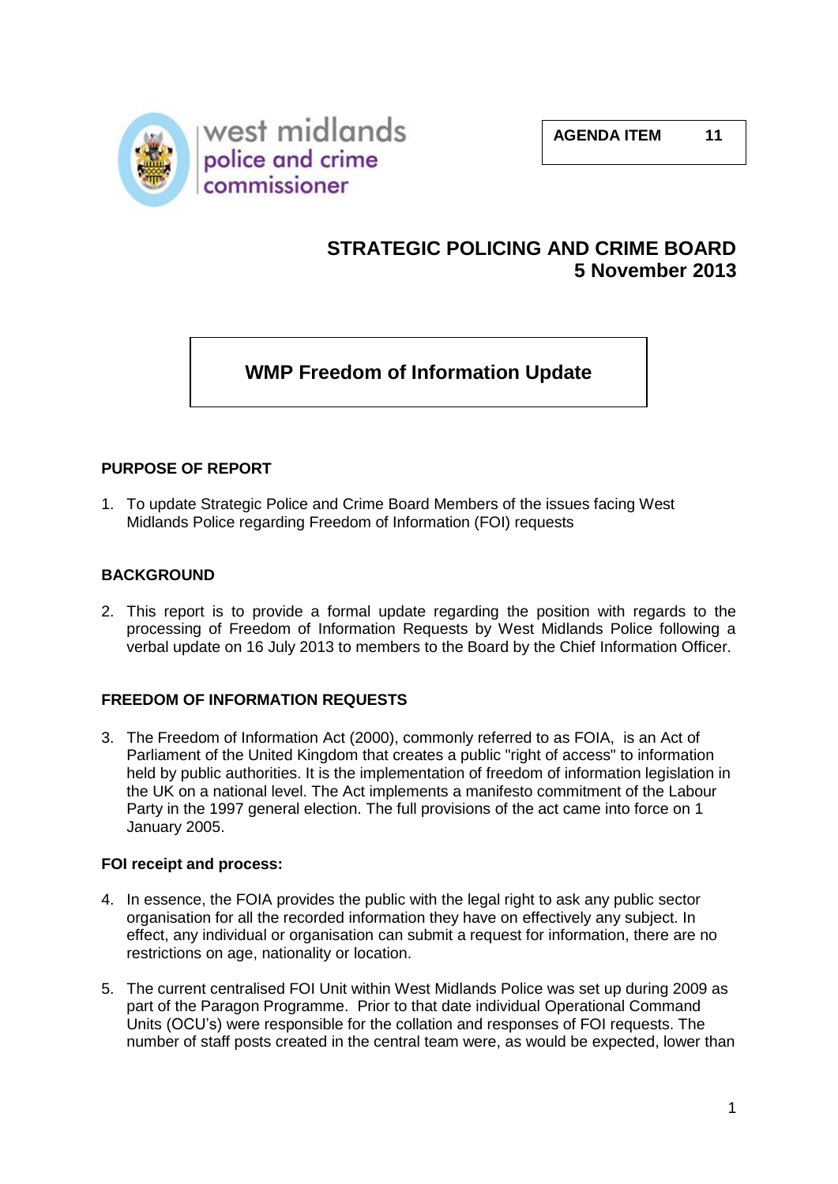west midlands
police and crime
commissioner

**AGENDA ITEM 11**

# STRATEGIC POLICING AND CRIME BOARD
## 5 November 2013

## WMP Freedom of Information Update

### PURPOSE OF REPORT

1. To update Strategic Police and Crime Board Members of the issues facing West Midlands Police regarding Freedom of Information (FOI) requests

### BACKGROUND

2. This report is to provide a formal update regarding the position with regards to the processing of Freedom of Information Requests by West Midlands Police following a verbal update on 16 July 2013 to members to the Board by the Chief Information Officer.

### FREEDOM OF INFORMATION REQUESTS

3. The Freedom of Information Act (2000), commonly referred to as FOIA, is an Act of Parliament of the United Kingdom that creates a public "right of access" to information held by public authorities. It is the implementation of freedom of information legislation in the UK on a national level. The Act implements a manifesto commitment of the Labour Party in the 1997 general election. The full provisions of the act came into force on 1 January 2005.

**FOI receipt and process:**

4. In essence, the FOIA provides the public with the legal right to ask any public sector organisation for all the recorded information they have on effectively any subject. In effect, any individual or organisation can submit a request for information, there are no restrictions on age, nationality or location.

5. The current centralised FOI Unit within West Midlands Police was set up during 2009 as part of the Paragon Programme. Prior to that date individual Operational Command Units (OCU's) were responsible for the collation and responses of FOI requests. The number of staff posts created in the central team were, as would be expected, lower than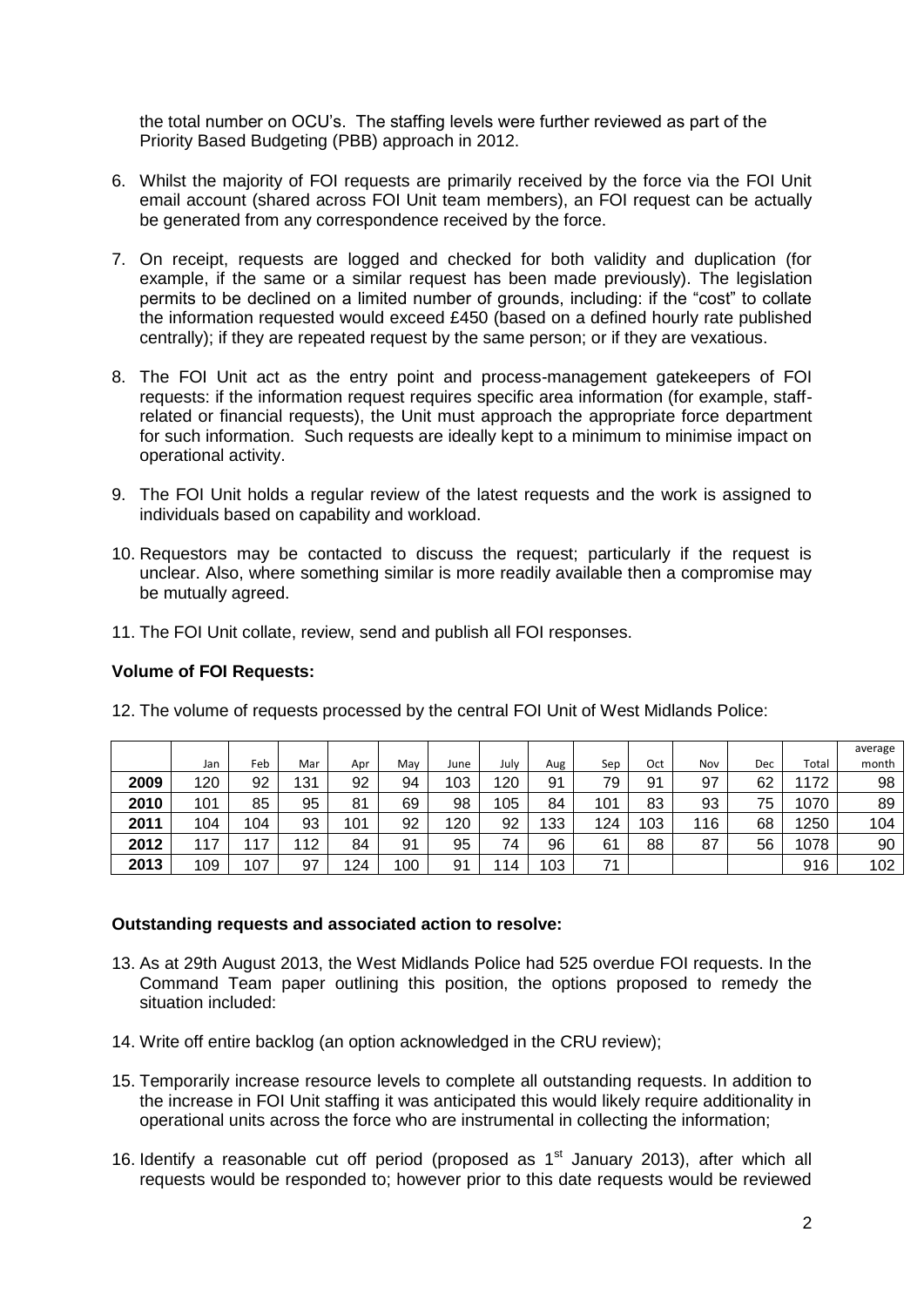the total number on OCU's. The staffing levels were further reviewed as part of the Priority Based Budgeting (PBB) approach in 2012.

6. Whilst the majority of FOI requests are primarily received by the force via the FOI Unit email account (shared across FOI Unit team members), an FOI request can be actually be generated from any correspondence received by the force.

7. On receipt, requests are logged and checked for both validity and duplication (for example, if the same or a similar request has been made previously). The legislation permits to be declined on a limited number of grounds, including: if the "cost" to collate the information requested would exceed £450 (based on a defined hourly rate published centrally); if they are repeated request by the same person; or if they are vexatious.

8. The FOI Unit act as the entry point and process-management gatekeepers of FOI requests: if the information request requires specific area information (for example, staff-related or financial requests), the Unit must approach the appropriate force department for such information. Such requests are ideally kept to a minimum to minimise impact on operational activity.

9. The FOI Unit holds a regular review of the latest requests and the work is assigned to individuals based on capability and workload.

10. Requestors may be contacted to discuss the request; particularly if the request is unclear. Also, where something similar is more readily available then a compromise may be mutually agreed.

11. The FOI Unit collate, review, send and publish all FOI responses.

**Volume of FOI Requests:**

12. The volume of requests processed by the central FOI Unit of West Midlands Police:

| | Jan | Feb | Mar | Apr | May | June | July | Aug | Sep | Oct | Nov | Dec | Total | average month |
|---|---|---|---|---|---|---|---|---|---|---|---|---|---|---|
| **2009** | 120 | 92 | 131 | 92 | 94 | 103 | 120 | 91 | 79 | 91 | 97 | 62 | 1172 | 98 |
| **2010** | 101 | 85 | 95 | 81 | 69 | 98 | 105 | 84 | 101 | 83 | 93 | 75 | 1070 | 89 |
| **2011** | 104 | 104 | 93 | 101 | 92 | 120 | 92 | 133 | 124 | 103 | 116 | 68 | 1250 | 104 |
| **2012** | 117 | 117 | 112 | 84 | 91 | 95 | 74 | 96 | 61 | 88 | 87 | 56 | 1078 | 90 |
| **2013** | 109 | 107 | 97 | 124 | 100 | 91 | 114 | 103 | 71 | | | | 916 | 102 |

**Outstanding requests and associated action to resolve:**

13. As at 29th August 2013, the West Midlands Police had 525 overdue FOI requests. In the Command Team paper outlining this position, the options proposed to remedy the situation included:

14. Write off entire backlog (an option acknowledged in the CRU review);

15. Temporarily increase resource levels to complete all outstanding requests. In addition to the increase in FOI Unit staffing it was anticipated this would likely require additionality in operational units across the force who are instrumental in collecting the information;

16. Identify a reasonable cut off period (proposed as 1st January 2013), after which all requests would be responded to; however prior to this date requests would be reviewed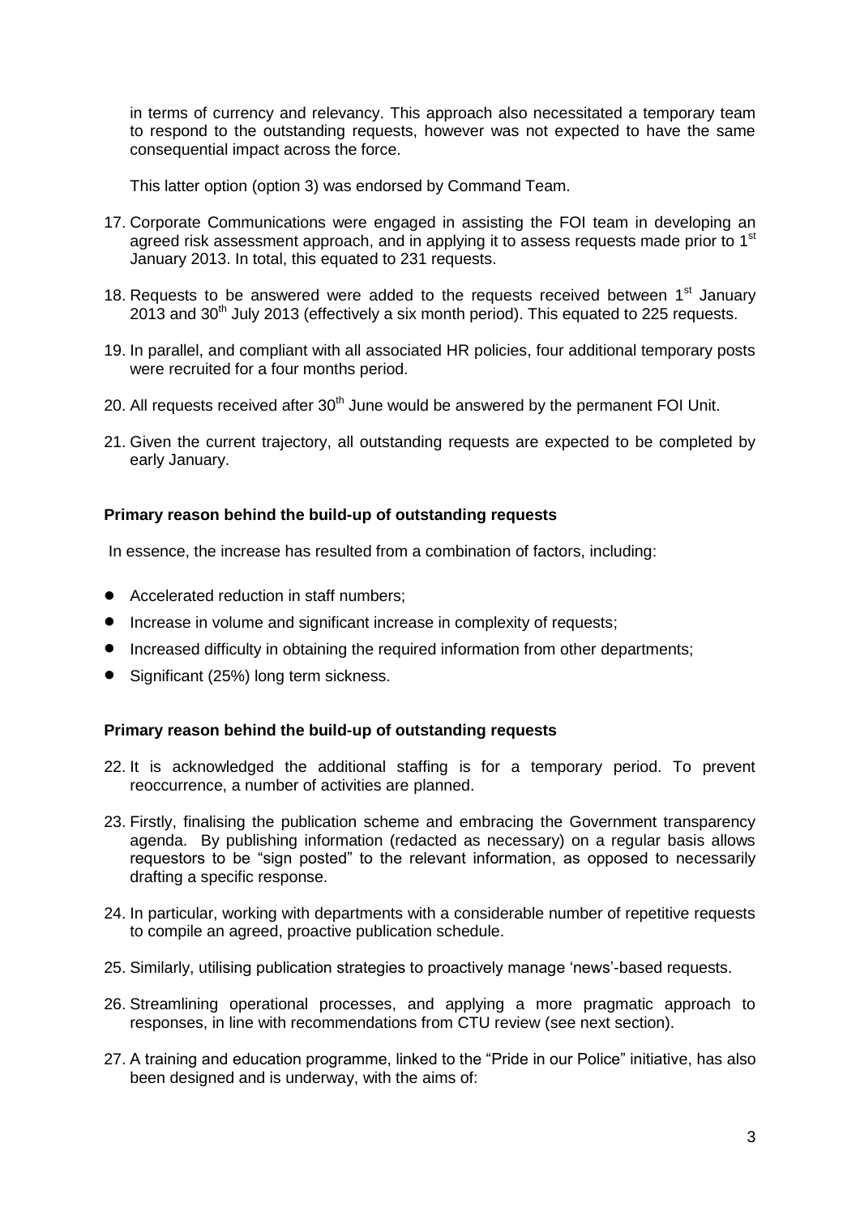in terms of currency and relevancy. This approach also necessitated a temporary team to respond to the outstanding requests, however was not expected to have the same consequential impact across the force.

This latter option (option 3) was endorsed by Command Team.

17. Corporate Communications were engaged in assisting the FOI team in developing an agreed risk assessment approach, and in applying it to assess requests made prior to 1st January 2013. In total, this equated to 231 requests.

18. Requests to be answered were added to the requests received between 1st January 2013 and 30th July 2013 (effectively a six month period). This equated to 225 requests.

19. In parallel, and compliant with all associated HR policies, four additional temporary posts were recruited for a four months period.

20. All requests received after 30th June would be answered by the permanent FOI Unit.

21. Given the current trajectory, all outstanding requests are expected to be completed by early January.

**Primary reason behind the build-up of outstanding requests**

In essence, the increase has resulted from a combination of factors, including:

- Accelerated reduction in staff numbers;
- Increase in volume and significant increase in complexity of requests;
- Increased difficulty in obtaining the required information from other departments;
- Significant (25%) long term sickness.

**Primary reason behind the build-up of outstanding requests**

22. It is acknowledged the additional staffing is for a temporary period. To prevent reoccurrence, a number of activities are planned.

23. Firstly, finalising the publication scheme and embracing the Government transparency agenda. By publishing information (redacted as necessary) on a regular basis allows requestors to be "sign posted" to the relevant information, as opposed to necessarily drafting a specific response.

24. In particular, working with departments with a considerable number of repetitive requests to compile an agreed, proactive publication schedule.

25. Similarly, utilising publication strategies to proactively manage 'news'-based requests.

26. Streamlining operational processes, and applying a more pragmatic approach to responses, in line with recommendations from CTU review (see next section).

27. A training and education programme, linked to the "Pride in our Police" initiative, has also been designed and is underway, with the aims of: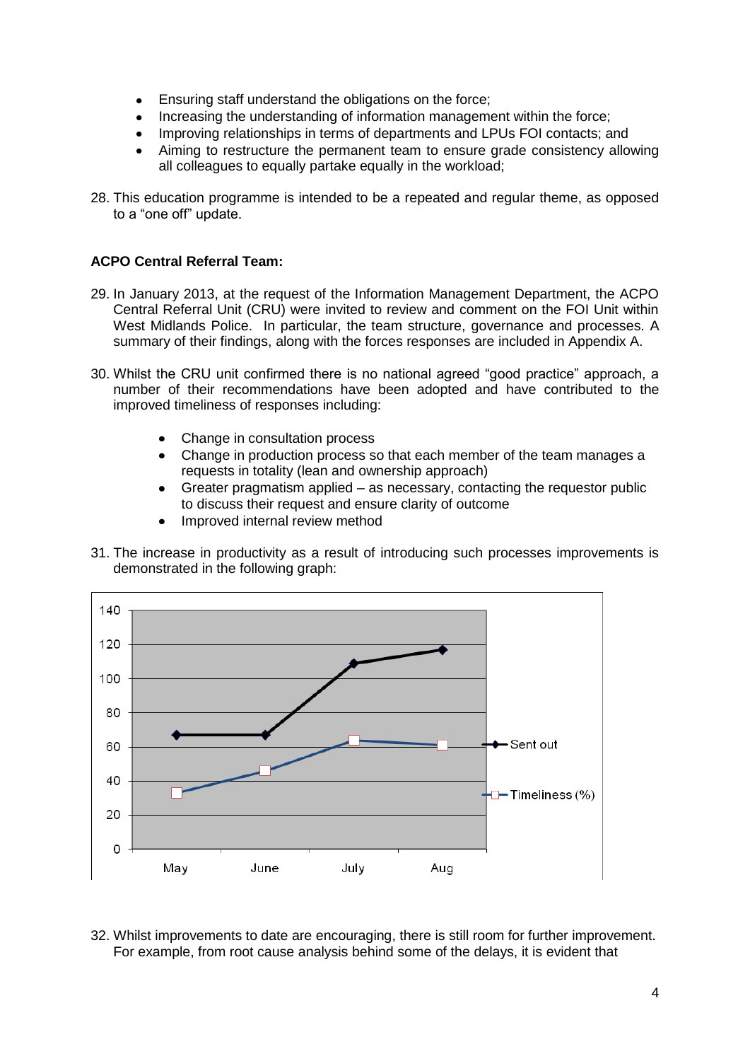- Ensuring staff understand the obligations on the force;
- Increasing the understanding of information management within the force;
- Improving relationships in terms of departments and LPUs FOI contacts; and
- Aiming to restructure the permanent team to ensure grade consistency allowing all colleagues to equally partake equally in the workload;

28. This education programme is intended to be a repeated and regular theme, as opposed to a “one off” update.

**ACPO Central Referral Team:**

29. In January 2013, at the request of the Information Management Department, the ACPO Central Referral Unit (CRU) were invited to review and comment on the FOI Unit within West Midlands Police. In particular, the team structure, governance and processes. A summary of their findings, along with the forces responses are included in Appendix A.

30. Whilst the CRU unit confirmed there is no national agreed “good practice” approach, a number of their recommendations have been adopted and have contributed to the improved timeliness of responses including:

    - Change in consultation process
    - Change in production process so that each member of the team manages a requests in totality (lean and ownership approach)
    - Greater pragmatism applied – as necessary, contacting the requestor public to discuss their request and ensure clarity of outcome
    - Improved internal review method

31. The increase in productivity as a result of introducing such processes improvements is demonstrated in the following graph:

32. Whilst improvements to date are encouraging, there is still room for further improvement. For example, from root cause analysis behind some of the delays, it is evident that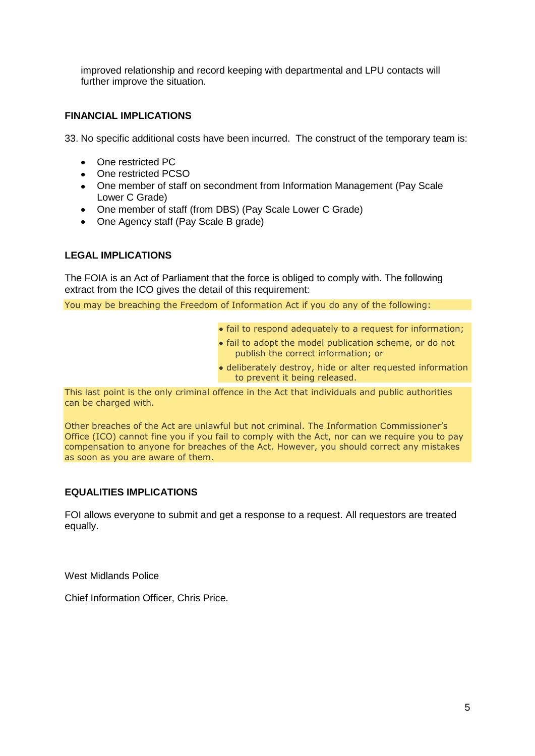improved relationship and record keeping with departmental and LPU contacts will further improve the situation.

**FINANCIAL IMPLICATIONS**

33. No specific additional costs have been incurred. The construct of the temporary team is:

- One restricted PC
- One restricted PCSO
- One member of staff on secondment from Information Management (Pay Scale Lower C Grade)
- One member of staff (from DBS) (Pay Scale Lower C Grade)
- One Agency staff (Pay Scale B grade)

**LEGAL IMPLICATIONS**

The FOIA is an Act of Parliament that the force is obliged to comply with. The following extract from the ICO gives the detail of this requirement:

You may be breaching the Freedom of Information Act if you do any of the following:

- fail to respond adequately to a request for information;
- fail to adopt the model publication scheme, or do not publish the correct information; or
- deliberately destroy, hide or alter requested information to prevent it being released.

This last point is the only criminal offence in the Act that individuals and public authorities can be charged with.

Other breaches of the Act are unlawful but not criminal. The Information Commissioner's Office (ICO) cannot fine you if you fail to comply with the Act, nor can we require you to pay compensation to anyone for breaches of the Act. However, you should correct any mistakes as soon as you are aware of them.

**EQUALITIES IMPLICATIONS**

FOI allows everyone to submit and get a response to a request. All requestors are treated equally.

West Midlands Police

Chief Information Officer, Chris Price.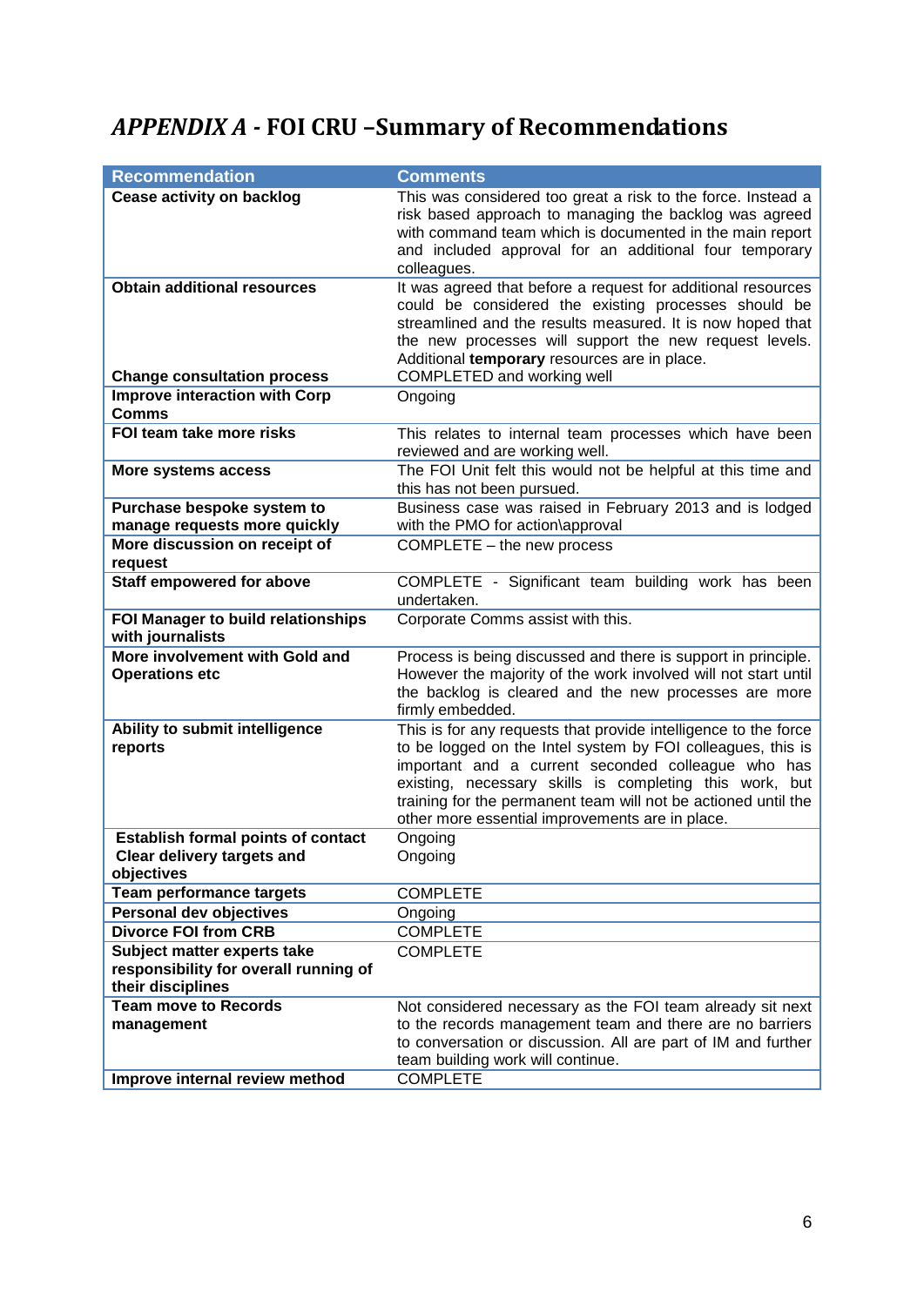# *APPENDIX A* - FOI CRU –Summary of Recommendations

| Recommendation | Comments |
|---|---|
| **Cease activity on backlog** | This was considered too great a risk to the force. Instead a risk based approach to managing the backlog was agreed with command team which is documented in the main report and included approval for an additional four temporary colleagues. |
| **Obtain additional resources** | It was agreed that before a request for additional resources could be considered the existing processes should be streamlined and the results measured. It is now hoped that the new processes will support the new request levels. Additional **temporary** resources are in place. |
| **Change consultation process** | COMPLETED and working well |
| **Improve interaction with Corp Comms** | Ongoing |
| **FOI team take more risks** | This relates to internal team processes which have been reviewed and are working well. |
| **More systems access** | The FOI Unit felt this would not be helpful at this time and this has not been pursued. |
| **Purchase bespoke system to manage requests more quickly** | Business case was raised in February 2013 and is lodged with the PMO for action\approval |
| **More discussion on receipt of request** | COMPLETE – the new process |
| **Staff empowered for above** | COMPLETE - Significant team building work has been undertaken. |
| **FOI Manager to build relationships with journalists** | Corporate Comms assist with this. |
| **More involvement with Gold and Operations etc** | Process is being discussed and there is support in principle. However the majority of the work involved will not start until the backlog is cleared and the new processes are more firmly embedded. |
| **Ability to submit intelligence reports** | This is for any requests that provide intelligence to the force to be logged on the Intel system by FOI colleagues, this is important and a current seconded colleague who has existing, necessary skills is completing this work, but training for the permanent team will not be actioned until the other more essential improvements are in place. |
| **Establish formal points of contact** | Ongoing |
| **Clear delivery targets and objectives** | Ongoing |
| **Team performance targets** | COMPLETE |
| **Personal dev objectives** | Ongoing |
| **Divorce FOI from CRB** | COMPLETE |
| **Subject matter experts take responsibility for overall running of their disciplines** | COMPLETE |
| **Team move to Records management** | Not considered necessary as the FOI team already sit next to the records management team and there are no barriers to conversation or discussion. All are part of IM and further team building work will continue. |
| **Improve internal review method** | COMPLETE |